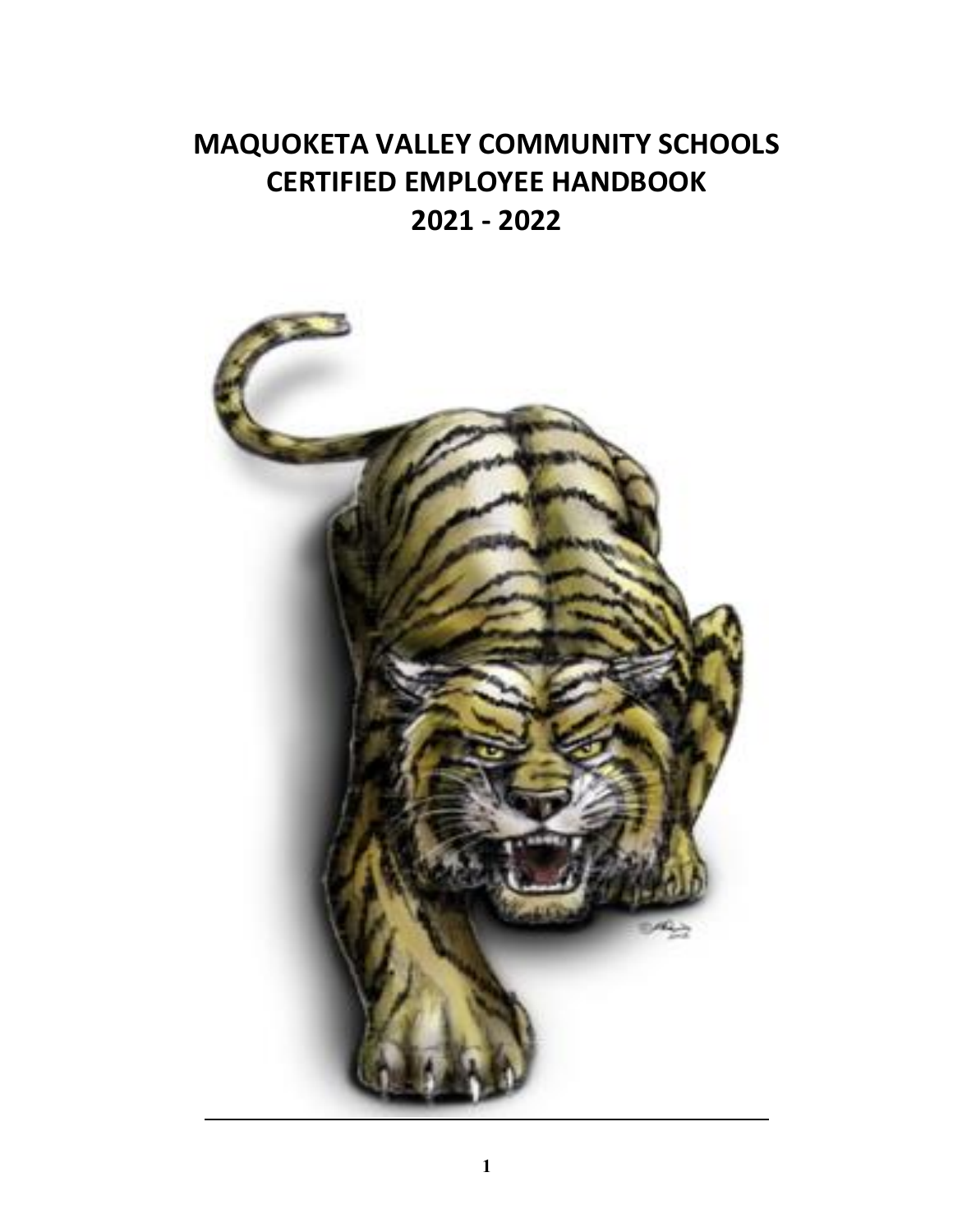# MAQUOKETA VALLEY COMMUNITY SCHOOLS
# CERTIFIED EMPLOYEE HANDBOOK
# 2021 - 2022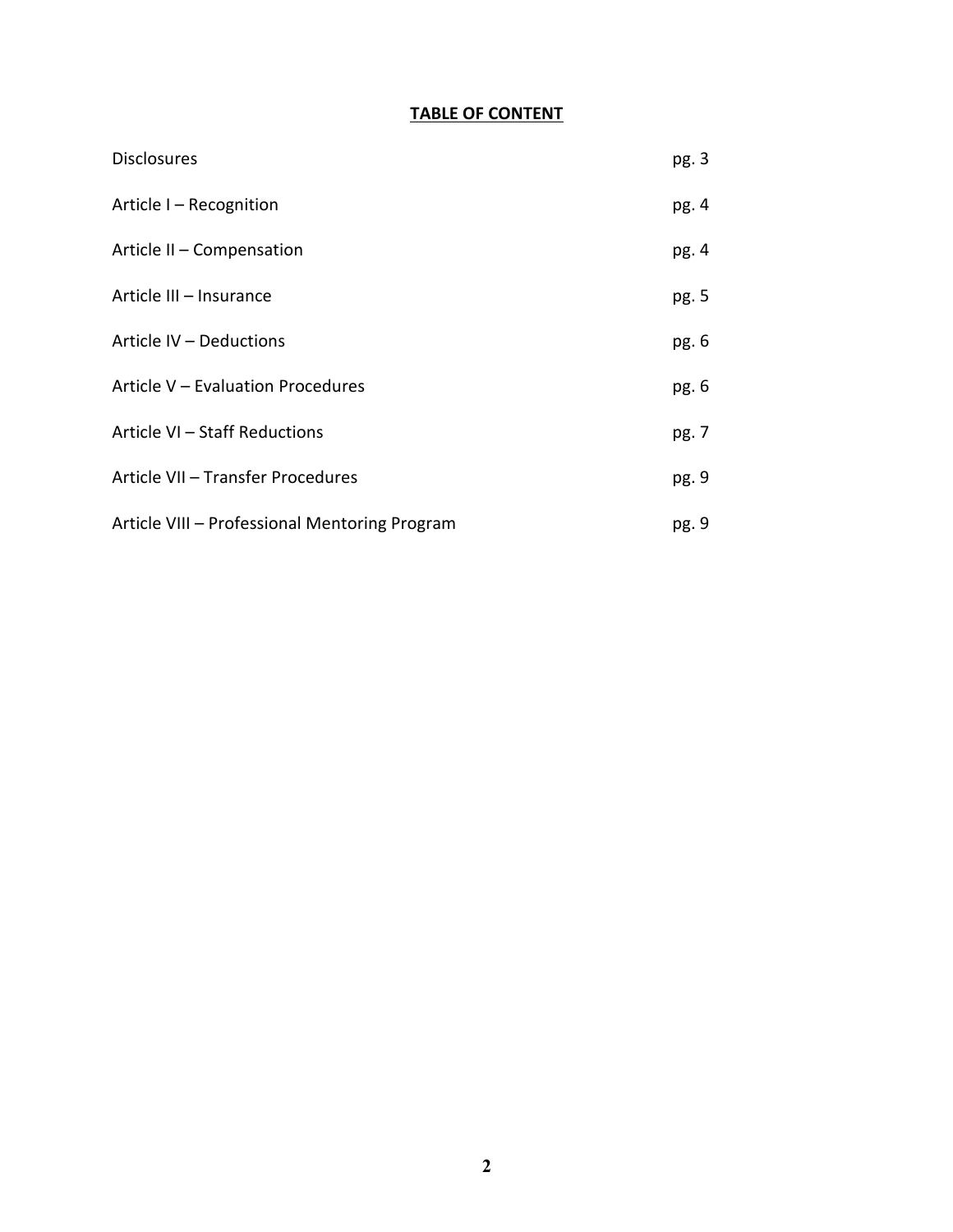## TABLE OF CONTENT

| | |
|---|---|
| Disclosures | pg. 3 |
| Article I – Recognition | pg. 4 |
| Article II – Compensation | pg. 4 |
| Article III – Insurance | pg. 5 |
| Article IV – Deductions | pg. 6 |
| Article V – Evaluation Procedures | pg. 6 |
| Article VI – Staff Reductions | pg. 7 |
| Article VII – Transfer Procedures | pg. 9 |
| Article VIII – Professional Mentoring Program | pg. 9 |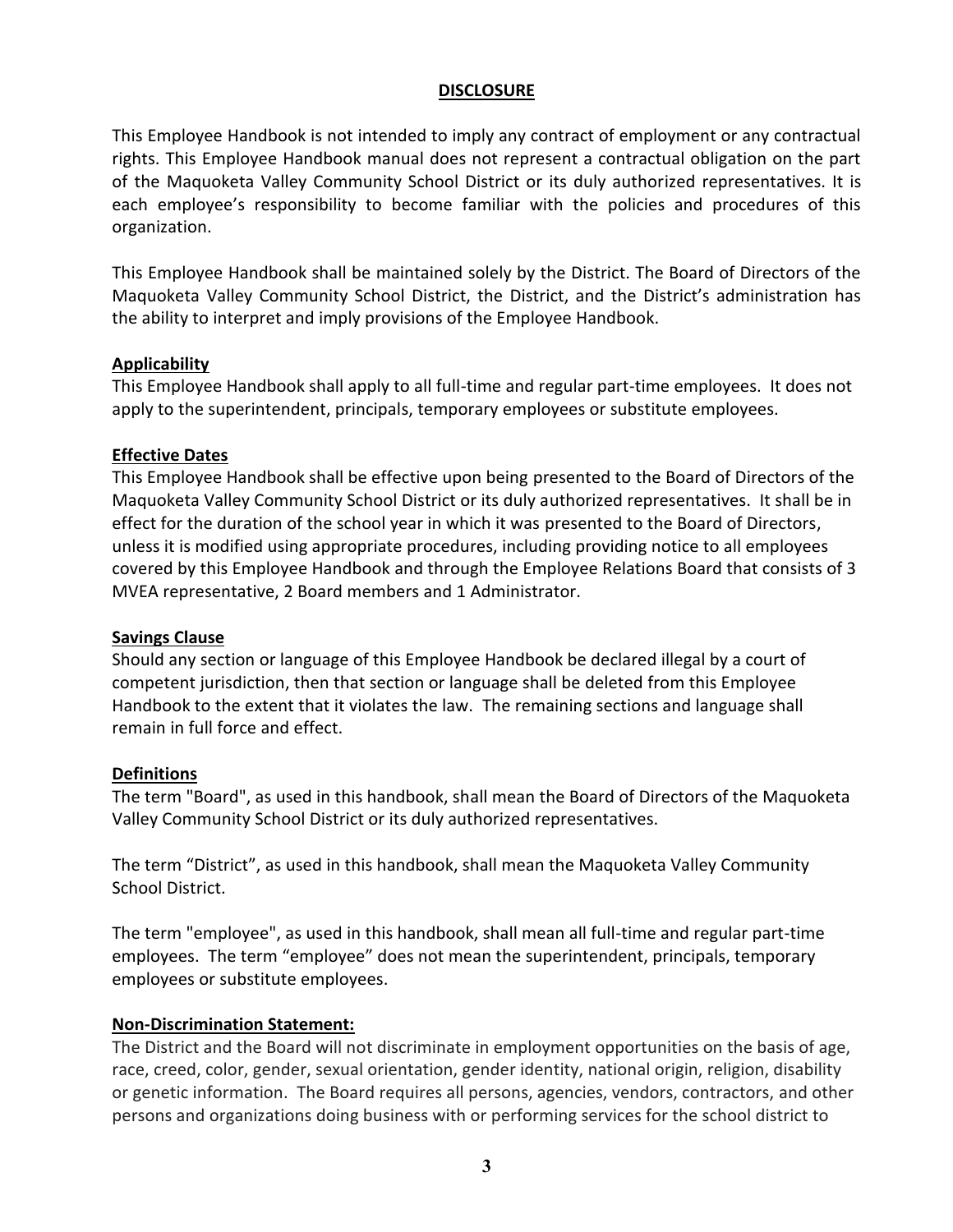## DISCLOSURE

This Employee Handbook is not intended to imply any contract of employment or any contractual rights. This Employee Handbook manual does not represent a contractual obligation on the part of the Maquoketa Valley Community School District or its duly authorized representatives. It is each employee's responsibility to become familiar with the policies and procedures of this organization.

This Employee Handbook shall be maintained solely by the District. The Board of Directors of the Maquoketa Valley Community School District, the District, and the District's administration has the ability to interpret and imply provisions of the Employee Handbook.

### Applicability

This Employee Handbook shall apply to all full-time and regular part-time employees. It does not apply to the superintendent, principals, temporary employees or substitute employees.

### Effective Dates

This Employee Handbook shall be effective upon being presented to the Board of Directors of the Maquoketa Valley Community School District or its duly authorized representatives. It shall be in effect for the duration of the school year in which it was presented to the Board of Directors, unless it is modified using appropriate procedures, including providing notice to all employees covered by this Employee Handbook and through the Employee Relations Board that consists of 3 MVEA representative, 2 Board members and 1 Administrator.

### Savings Clause

Should any section or language of this Employee Handbook be declared illegal by a court of competent jurisdiction, then that section or language shall be deleted from this Employee Handbook to the extent that it violates the law. The remaining sections and language shall remain in full force and effect.

### Definitions

The term "Board", as used in this handbook, shall mean the Board of Directors of the Maquoketa Valley Community School District or its duly authorized representatives.

The term "District", as used in this handbook, shall mean the Maquoketa Valley Community School District.

The term "employee", as used in this handbook, shall mean all full-time and regular part-time employees. The term "employee" does not mean the superintendent, principals, temporary employees or substitute employees.

### Non-Discrimination Statement:

The District and the Board will not discriminate in employment opportunities on the basis of age, race, creed, color, gender, sexual orientation, gender identity, national origin, religion, disability or genetic information. The Board requires all persons, agencies, vendors, contractors, and other persons and organizations doing business with or performing services for the school district to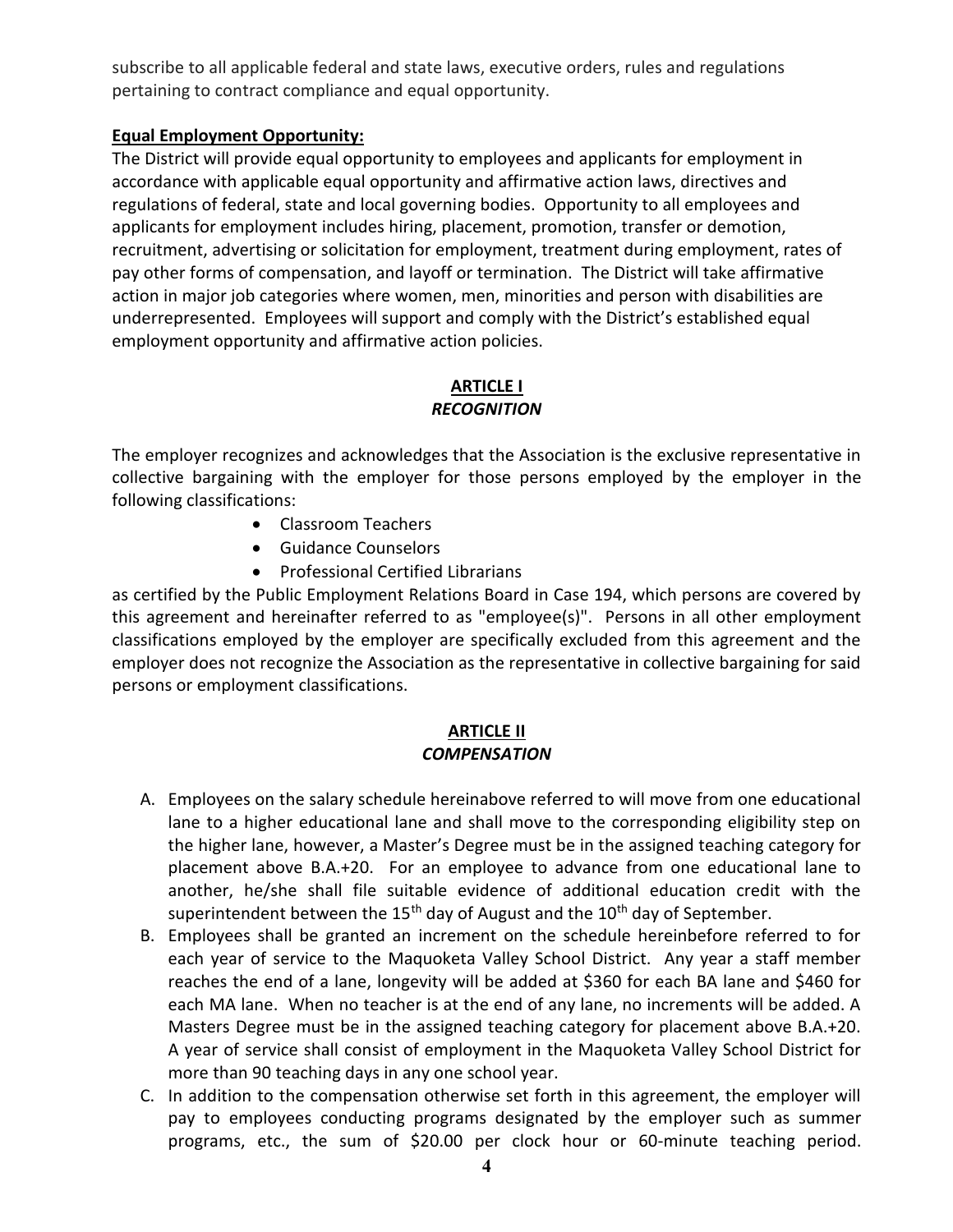subscribe to all applicable federal and state laws, executive orders, rules and regulations pertaining to contract compliance and equal opportunity.

**Equal Employment Opportunity:**

The District will provide equal opportunity to employees and applicants for employment in accordance with applicable equal opportunity and affirmative action laws, directives and regulations of federal, state and local governing bodies. Opportunity to all employees and applicants for employment includes hiring, placement, promotion, transfer or demotion, recruitment, advertising or solicitation for employment, treatment during employment, rates of pay other forms of compensation, and layoff or termination. The District will take affirmative action in major job categories where women, men, minorities and person with disabilities are underrepresented. Employees will support and comply with the District's established equal employment opportunity and affirmative action policies.

## ARTICLE I
### *RECOGNITION*

The employer recognizes and acknowledges that the Association is the exclusive representative in collective bargaining with the employer for those persons employed by the employer in the following classifications:

- Classroom Teachers
- Guidance Counselors
- Professional Certified Librarians

as certified by the Public Employment Relations Board in Case 194, which persons are covered by this agreement and hereinafter referred to as "employee(s)". Persons in all other employment classifications employed by the employer are specifically excluded from this agreement and the employer does not recognize the Association as the representative in collective bargaining for said persons or employment classifications.

## ARTICLE II
### *COMPENSATION*

A. Employees on the salary schedule hereinabove referred to will move from one educational lane to a higher educational lane and shall move to the corresponding eligibility step on the higher lane, however, a Master's Degree must be in the assigned teaching category for placement above B.A.+20. For an employee to advance from one educational lane to another, he/she shall file suitable evidence of additional education credit with the superintendent between the 15th day of August and the 10th day of September.

B. Employees shall be granted an increment on the schedule hereinbefore referred to for each year of service to the Maquoketa Valley School District. Any year a staff member reaches the end of a lane, longevity will be added at $360 for each BA lane and $460 for each MA lane. When no teacher is at the end of any lane, no increments will be added. A Masters Degree must be in the assigned teaching category for placement above B.A.+20. A year of service shall consist of employment in the Maquoketa Valley School District for more than 90 teaching days in any one school year.

C. In addition to the compensation otherwise set forth in this agreement, the employer will pay to employees conducting programs designated by the employer such as summer programs, etc., the sum of $20.00 per clock hour or 60-minute teaching period.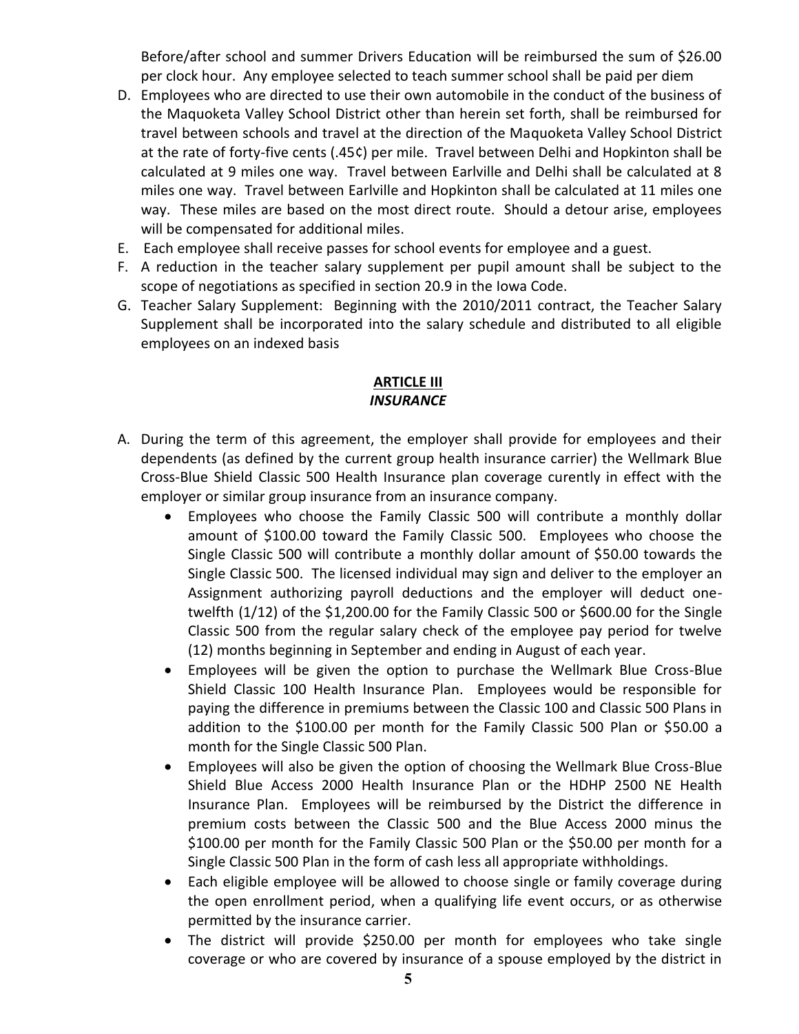Before/after school and summer Drivers Education will be reimbursed the sum of $26.00 per clock hour. Any employee selected to teach summer school shall be paid per diem

D. Employees who are directed to use their own automobile in the conduct of the business of the Maquoketa Valley School District other than herein set forth, shall be reimbursed for travel between schools and travel at the direction of the Maquoketa Valley School District at the rate of forty-five cents (.45¢) per mile. Travel between Delhi and Hopkinton shall be calculated at 9 miles one way. Travel between Earlville and Delhi shall be calculated at 8 miles one way. Travel between Earlville and Hopkinton shall be calculated at 11 miles one way. These miles are based on the most direct route. Should a detour arise, employees will be compensated for additional miles.
E. Each employee shall receive passes for school events for employee and a guest.
F. A reduction in the teacher salary supplement per pupil amount shall be subject to the scope of negotiations as specified in section 20.9 in the Iowa Code.
G. Teacher Salary Supplement: Beginning with the 2010/2011 contract, the Teacher Salary Supplement shall be incorporated into the salary schedule and distributed to all eligible employees on an indexed basis

## ARTICLE III
### *INSURANCE*

A. During the term of this agreement, the employer shall provide for employees and their dependents (as defined by the current group health insurance carrier) the Wellmark Blue Cross-Blue Shield Classic 500 Health Insurance plan coverage curently in effect with the employer or similar group insurance from an insurance company.
   - Employees who choose the Family Classic 500 will contribute a monthly dollar amount of $100.00 toward the Family Classic 500. Employees who choose the Single Classic 500 will contribute a monthly dollar amount of $50.00 towards the Single Classic 500. The licensed individual may sign and deliver to the employer an Assignment authorizing payroll deductions and the employer will deduct one-twelfth (1/12) of the $1,200.00 for the Family Classic 500 or $600.00 for the Single Classic 500 from the regular salary check of the employee pay period for twelve (12) months beginning in September and ending in August of each year.
   - Employees will be given the option to purchase the Wellmark Blue Cross-Blue Shield Classic 100 Health Insurance Plan. Employees would be responsible for paying the difference in premiums between the Classic 100 and Classic 500 Plans in addition to the $100.00 per month for the Family Classic 500 Plan or $50.00 a month for the Single Classic 500 Plan.
   - Employees will also be given the option of choosing the Wellmark Blue Cross-Blue Shield Blue Access 2000 Health Insurance Plan or the HDHP 2500 NE Health Insurance Plan. Employees will be reimbursed by the District the difference in premium costs between the Classic 500 and the Blue Access 2000 minus the $100.00 per month for the Family Classic 500 Plan or the $50.00 per month for a Single Classic 500 Plan in the form of cash less all appropriate withholdings.
   - Each eligible employee will be allowed to choose single or family coverage during the open enrollment period, when a qualifying life event occurs, or as otherwise permitted by the insurance carrier.
   - The district will provide $250.00 per month for employees who take single coverage or who are covered by insurance of a spouse employed by the district in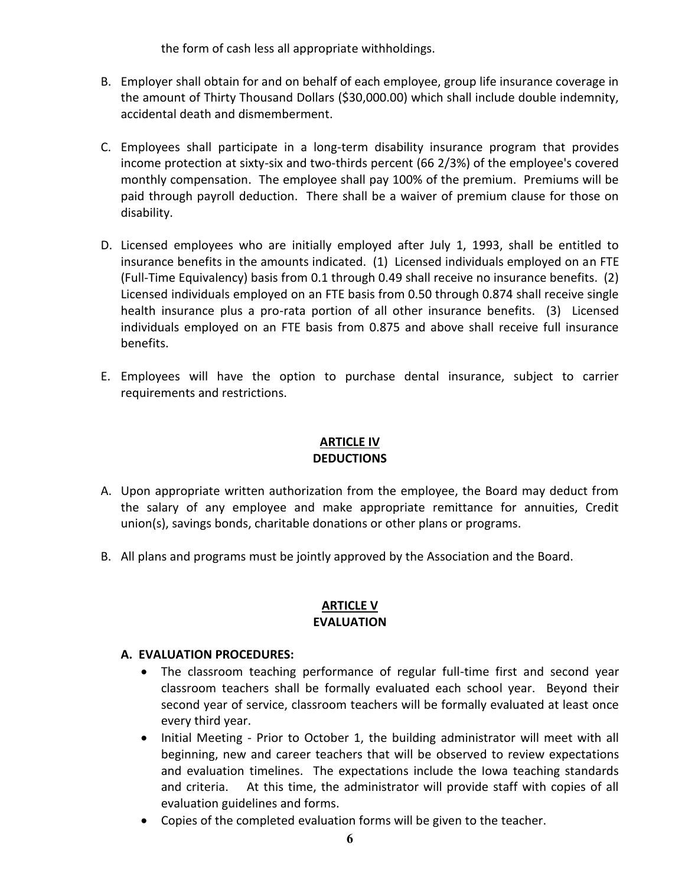the form of cash less all appropriate withholdings.

B. Employer shall obtain for and on behalf of each employee, group life insurance coverage in the amount of Thirty Thousand Dollars ($30,000.00) which shall include double indemnity, accidental death and dismemberment.

C. Employees shall participate in a long-term disability insurance program that provides income protection at sixty-six and two-thirds percent (66 2/3%) of the employee's covered monthly compensation. The employee shall pay 100% of the premium. Premiums will be paid through payroll deduction. There shall be a waiver of premium clause for those on disability.

D. Licensed employees who are initially employed after July 1, 1993, shall be entitled to insurance benefits in the amounts indicated. (1) Licensed individuals employed on an FTE (Full-Time Equivalency) basis from 0.1 through 0.49 shall receive no insurance benefits. (2) Licensed individuals employed on an FTE basis from 0.50 through 0.874 shall receive single health insurance plus a pro-rata portion of all other insurance benefits. (3) Licensed individuals employed on an FTE basis from 0.875 and above shall receive full insurance benefits.

E. Employees will have the option to purchase dental insurance, subject to carrier requirements and restrictions.

## ARTICLE IV
## DEDUCTIONS

A. Upon appropriate written authorization from the employee, the Board may deduct from the salary of any employee and make appropriate remittance for annuities, Credit union(s), savings bonds, charitable donations or other plans or programs.

B. All plans and programs must be jointly approved by the Association and the Board.

## ARTICLE V
## EVALUATION

### A. EVALUATION PROCEDURES:

- The classroom teaching performance of regular full-time first and second year classroom teachers shall be formally evaluated each school year. Beyond their second year of service, classroom teachers will be formally evaluated at least once every third year.
- Initial Meeting - Prior to October 1, the building administrator will meet with all beginning, new and career teachers that will be observed to review expectations and evaluation timelines. The expectations include the Iowa teaching standards and criteria. At this time, the administrator will provide staff with copies of all evaluation guidelines and forms.
- Copies of the completed evaluation forms will be given to the teacher.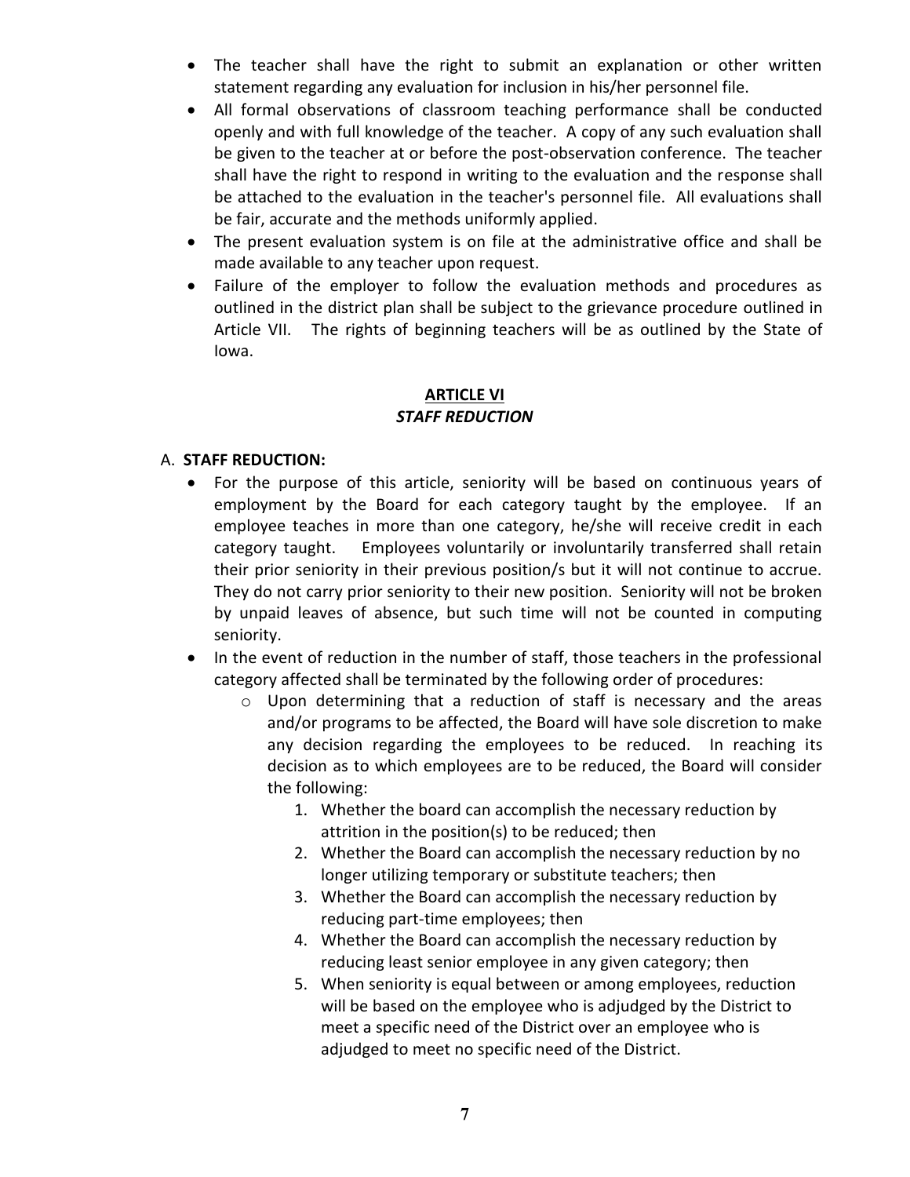- The teacher shall have the right to submit an explanation or other written statement regarding any evaluation for inclusion in his/her personnel file.
- All formal observations of classroom teaching performance shall be conducted openly and with full knowledge of the teacher. A copy of any such evaluation shall be given to the teacher at or before the post-observation conference. The teacher shall have the right to respond in writing to the evaluation and the response shall be attached to the evaluation in the teacher's personnel file. All evaluations shall be fair, accurate and the methods uniformly applied.
- The present evaluation system is on file at the administrative office and shall be made available to any teacher upon request.
- Failure of the employer to follow the evaluation methods and procedures as outlined in the district plan shall be subject to the grievance procedure outlined in Article VII. The rights of beginning teachers will be as outlined by the State of Iowa.

## ARTICLE VI
### *STAFF REDUCTION*

A. **STAFF REDUCTION:**

- For the purpose of this article, seniority will be based on continuous years of employment by the Board for each category taught by the employee. If an employee teaches in more than one category, he/she will receive credit in each category taught. Employees voluntarily or involuntarily transferred shall retain their prior seniority in their previous position/s but it will not continue to accrue. They do not carry prior seniority to their new position. Seniority will not be broken by unpaid leaves of absence, but such time will not be counted in computing seniority.
- In the event of reduction in the number of staff, those teachers in the professional category affected shall be terminated by the following order of procedures:
  - Upon determining that a reduction of staff is necessary and the areas and/or programs to be affected, the Board will have sole discretion to make any decision regarding the employees to be reduced. In reaching its decision as to which employees are to be reduced, the Board will consider the following:
    1. Whether the board can accomplish the necessary reduction by attrition in the position(s) to be reduced; then
    2. Whether the Board can accomplish the necessary reduction by no longer utilizing temporary or substitute teachers; then
    3. Whether the Board can accomplish the necessary reduction by reducing part-time employees; then
    4. Whether the Board can accomplish the necessary reduction by reducing least senior employee in any given category; then
    5. When seniority is equal between or among employees, reduction will be based on the employee who is adjudged by the District to meet a specific need of the District over an employee who is adjudged to meet no specific need of the District.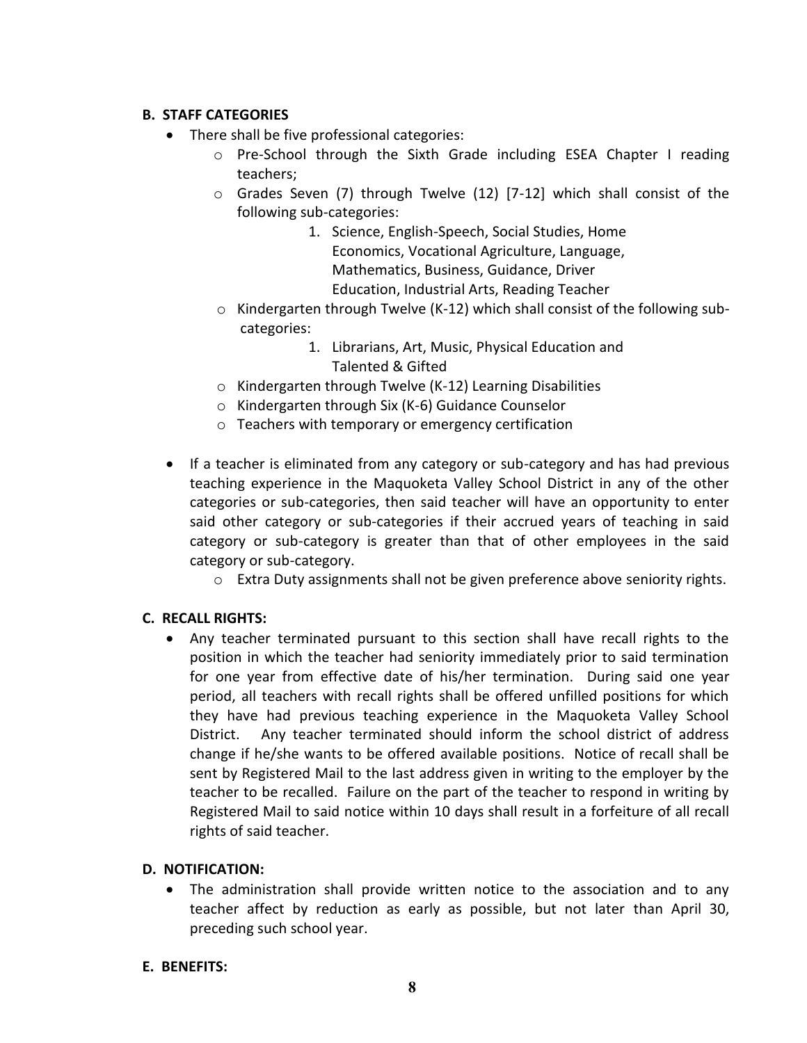### B. STAFF CATEGORIES

- There shall be five professional categories:
  - Pre-School through the Sixth Grade including ESEA Chapter I reading teachers;
  - Grades Seven (7) through Twelve (12) [7-12] which shall consist of the following sub-categories:
    1. Science, English-Speech, Social Studies, Home Economics, Vocational Agriculture, Language, Mathematics, Business, Guidance, Driver Education, Industrial Arts, Reading Teacher
  - Kindergarten through Twelve (K-12) which shall consist of the following sub-categories:
    1. Librarians, Art, Music, Physical Education and Talented & Gifted
  - Kindergarten through Twelve (K-12) Learning Disabilities
  - Kindergarten through Six (K-6) Guidance Counselor
  - Teachers with temporary or emergency certification

- If a teacher is eliminated from any category or sub-category and has had previous teaching experience in the Maquoketa Valley School District in any of the other categories or sub-categories, then said teacher will have an opportunity to enter said other category or sub-categories if their accrued years of teaching in said category or sub-category is greater than that of other employees in the said category or sub-category.
  - Extra Duty assignments shall not be given preference above seniority rights.

### C. RECALL RIGHTS:

- Any teacher terminated pursuant to this section shall have recall rights to the position in which the teacher had seniority immediately prior to said termination for one year from effective date of his/her termination. During said one year period, all teachers with recall rights shall be offered unfilled positions for which they have had previous teaching experience in the Maquoketa Valley School District. Any teacher terminated should inform the school district of address change if he/she wants to be offered available positions. Notice of recall shall be sent by Registered Mail to the last address given in writing to the employer by the teacher to be recalled. Failure on the part of the teacher to respond in writing by Registered Mail to said notice within 10 days shall result in a forfeiture of all recall rights of said teacher.

### D. NOTIFICATION:

- The administration shall provide written notice to the association and to any teacher affect by reduction as early as possible, but not later than April 30, preceding such school year.

### E. BENEFITS: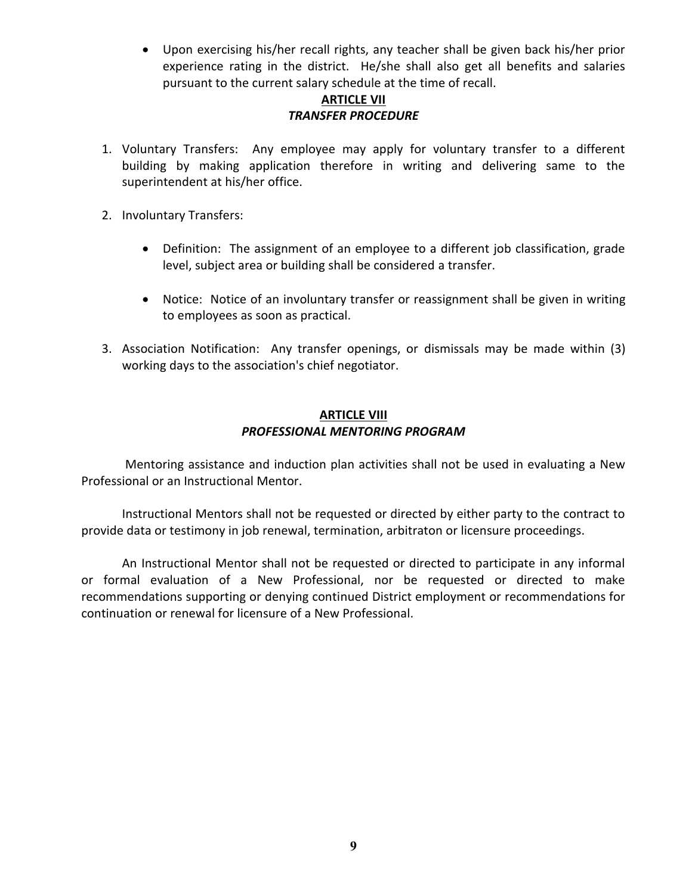- Upon exercising his/her recall rights, any teacher shall be given back his/her prior experience rating in the district. He/she shall also get all benefits and salaries pursuant to the current salary schedule at the time of recall.

## ARTICLE VII
### *TRANSFER PROCEDURE*

1. Voluntary Transfers: Any employee may apply for voluntary transfer to a different building by making application therefore in writing and delivering same to the superintendent at his/her office.

2. Involuntary Transfers:

   - Definition: The assignment of an employee to a different job classification, grade level, subject area or building shall be considered a transfer.

   - Notice: Notice of an involuntary transfer or reassignment shall be given in writing to employees as soon as practical.

3. Association Notification: Any transfer openings, or dismissals may be made within (3) working days to the association's chief negotiator.

## ARTICLE VIII
### *PROFESSIONAL MENTORING PROGRAM*

Mentoring assistance and induction plan activities shall not be used in evaluating a New Professional or an Instructional Mentor.

Instructional Mentors shall not be requested or directed by either party to the contract to provide data or testimony in job renewal, termination, arbitraton or licensure proceedings.

An Instructional Mentor shall not be requested or directed to participate in any informal or formal evaluation of a New Professional, nor be requested or directed to make recommendations supporting or denying continued District employment or recommendations for continuation or renewal for licensure of a New Professional.